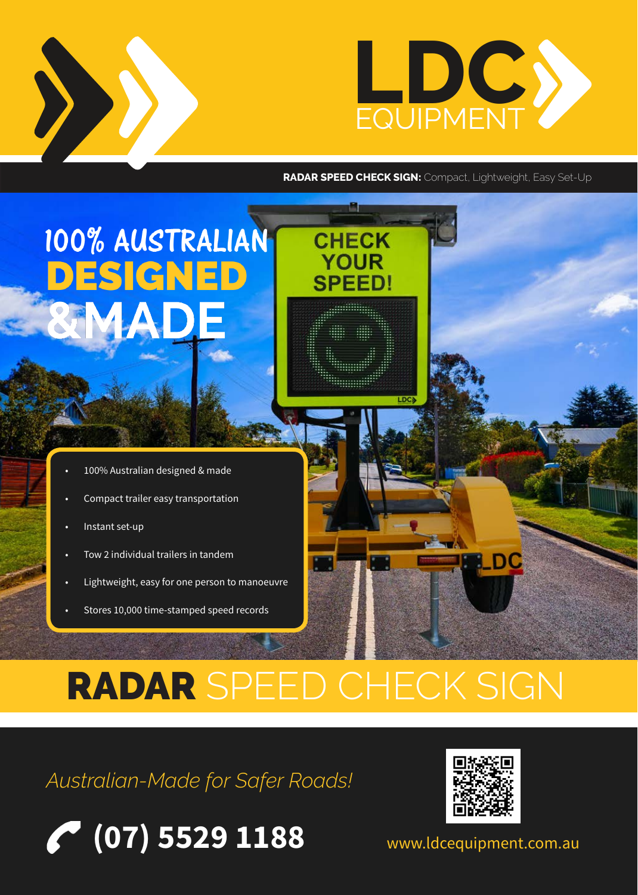LDC EQUIPMENT

**RADAR SPEED CHECK SIGN:** Compact, Lightweight, Easy Set-Up

# 100% AUSTRALIAN DESIGNED & MADE

CHECK YOUR SPEED!

- 100% Australian designed & made
- Compact trailer easy transportation
- Instant set-up
- Tow 2 individual trailers in tandem
- Lightweight, easy for one person to manoeuvre
- Stores 10,000 time-stamped speed records

# **RADAR** SPEED CHECK SIGN

*Australian-Made for Safer Roads!*

**(07) 5529 1188**

www.ldcequipment.com.au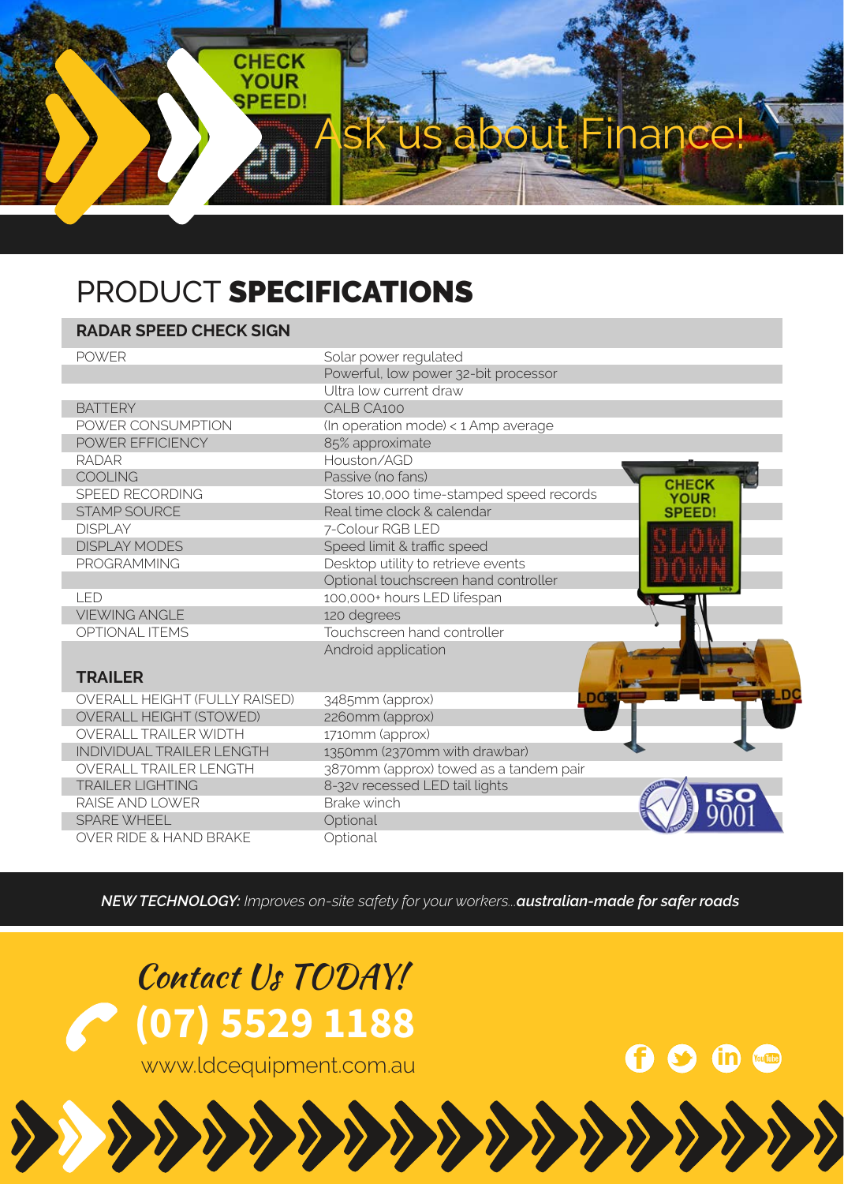Ask us about Finance!

# PRODUCT **SPECIFICATIONS**

| RADAR SPEED CHECK SIGN | |
|---|---|
| POWER | Solar power regulated |
| | Powerful, low power 32-bit processor |
| | Ultra low current draw |
| BATTERY | CALB CA100 |
| POWER CONSUMPTION | (In operation mode) < 1 Amp average |
| POWER EFFICIENCY | 85% approximate |
| RADAR | Houston/AGD |
| COOLING | Passive (no fans) |
| SPEED RECORDING | Stores 10,000 time-stamped speed records |
| STAMP SOURCE | Real time clock & calendar |
| DISPLAY | 7-Colour RGB LED |
| DISPLAY MODES | Speed limit & traffic speed |
| PROGRAMMING | Desktop utility to retrieve events |
| | Optional touchscreen hand controller |
| LED | 100,000+ hours LED lifespan |
| VIEWING ANGLE | 120 degrees |
| OPTIONAL ITEMS | Touchscreen hand controller |
| | Android application |

| TRAILER | |
|---|---|
| OVERALL HEIGHT (FULLY RAISED) | 3485mm (approx) |
| OVERALL HEIGHT (STOWED) | 2260mm (approx) |
| OVERALL TRAILER WIDTH | 1710mm (approx) |
| INDIVIDUAL TRAILER LENGTH | 1350mm (2370mm with drawbar) |
| OVERALL TRAILER LENGTH | 3870mm (approx) towed as a tandem pair |
| TRAILER LIGHTING | 8-32v recessed LED tail lights |
| RAISE AND LOWER | Brake winch |
| SPARE WHEEL | Optional |
| OVER RIDE & HAND BRAKE | Optional |

***NEW TECHNOLOGY:*** *Improves on-site safety for your workers...**australian-made for safer roads***

*Contact Us TODAY!*

**(07) 5529 1188**

www.ldcequipment.com.au